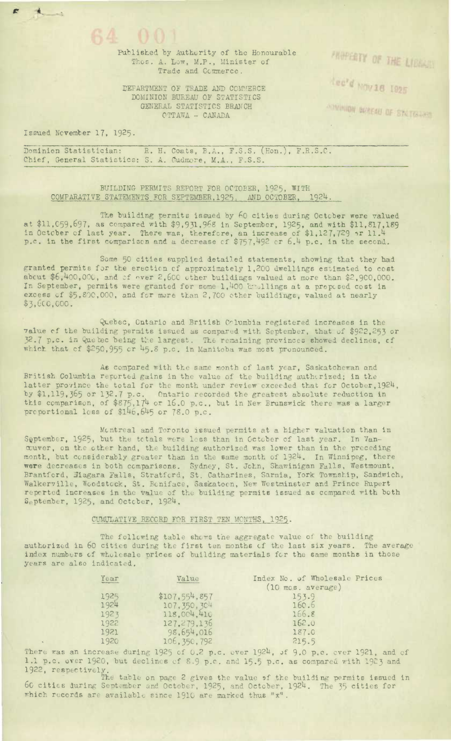Published by Authority of the Honourable Thos. A. Low, M.P., Minister of Trade and Commerce.

DEPARTMENT OF TRADE AND COMMERCE
DOMINION BUREAU OF STATISTICS
GENERAL STATISTICS BRANCH
OTTAWA - CANADA

Issued November 17, 1925.

Dominion Statistician: R. H. Coats, B.A., F.S.S. (Hon.), F.R.S.C.
Chief, General Statistics: S. A. Cudmore, M.A., F.S.S.

## BUILDING PERMITS REPORT FOR OCTOBER, 1925, WITH COMPARATIVE STATEMENTS FOR SEPTEMBER, 1925, AND OCTOBER, 1924.

The building permits issued by 60 cities during October were valued at $11,059,697, as compared with $9,931,968 in September, 1925, and with $11,817,189 in October of last year. There was, therefore, an increase of $1,127,729 or 11.4 p.c. in the first comparison and a decrease of $757,492 or 6.4 p.c. in the second.

Some 50 cities supplied detailed statements, showing that they had granted permits for the erection of approximately 1,200 dwellings estimated to cost about $6,400,000, and of over 2,600 other buildings valued at more than $2,900,000. In September, permits were granted for some 1,400 dwellings at a proposed cost in excess of $5,800,000, and for more than 2,700 other buildings, valued at nearly $3,600,000.

Quebec, Ontario and British Columbia registered increases in the value of the building permits issued as compared with September, that of $922,253 or 32.7 p.c. in Quebec being the largest. The remaining provinces showed declines, of which that of $250,955 or 45.8 p.c. in Manitoba was most pronounced.

As compared with the same month of last year, Saskatchewan and British Columbia reported gains in the value of the building authorized; in the latter province the total for the month under review exceeded that for October, 1924, by $1,119,365 or 132.7 p.c. Ontario recorded the greatest absolute reduction in this comparison, of $875,174 or 16.0 p.c., but in New Brunswick there was a larger proportional loss of $146,645 or 78.0 p.c.

Montreal and Toronto issued permits at a higher valuation than in September, 1925, but the totals were less than in October of last year. In Vancouver, on the other hand, the building authorized was lower than in the preceding month, but considerably greater than in the same month of 1924. In Winnipeg, there were decreases in both comparisons. Sydney, St. John, Shawinigan Falls, Westmount, Brantford, Niagara Falls, Stratford, St. Catharines, Sarnia, York Township, Sandwich, Walkerville, Woodstock, St. Boniface, Saskatoon, New Westminster and Prince Rupert reported increases in the value of the building permits issued as compared with both September, 1925, and October, 1924.

### CUMULATIVE RECORD FOR FIRST TEN MONTHS, 1925.

The following table shows the aggregate value of the building authorized in 60 cities during the first ten months of the last six years. The average index numbers of wholesale prices of building materials for the same months in those years are also indicated.

| Year | Value | Index No. of Wholesale Prices (10 mos. average) |
|---|---|---|
| 1925 | $107,554,857 | 153.9 |
| 1924 | 107,350,304 | 160.6 |
| 1923 | 118,004,410 | 166.8 |
| 1922 | 127,279,136 | 162.0 |
| 1921 | 98,654,016 | 187.0 |
| 1920 | 106,350,792 | 215.5 |

There was an increase during 1925 of 0.2 p.c. over 1924, of 9.0 p.c. over 1921, and of 1.1 p.c. over 1920, but declines of 8.9 p.c. and 15.5 p.c. as compared with 1923 and 1922, respectively.

The table on page 2 gives the value of the building permits issued in 60 cities during September and October, 1925, and October, 1924. The 35 cities for which records are available since 1910 are marked thus "x".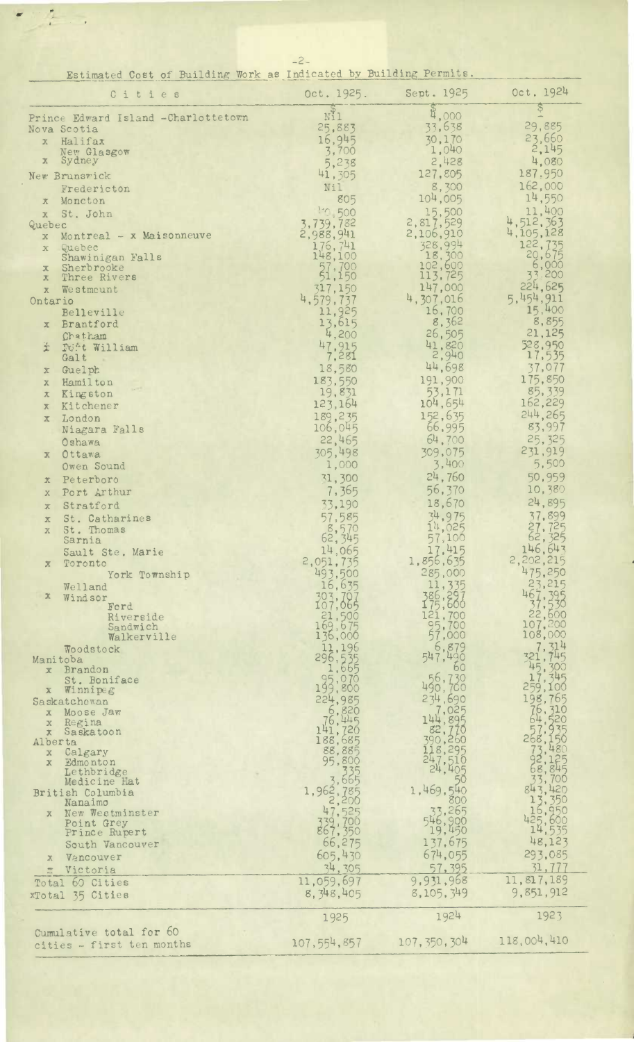Estimated Cost of Building Work as Indicated by Building Permits.

| Cities | Oct. 1925. | Sept. 1925 | Oct. 1924 |
|---|---|---|---|
| | $ | $ | $ |
| Prince Edward Island - Charlottetown | Nil | 4,000 | - |
| Nova Scotia | 25,883 | 33,638 | 29,885 |
| x Halifax | 16,945 | 30,170 | 23,660 |
| New Glasgow | 3,700 | 1,040 | 2,145 |
| x Sydney | 5,238 | 2,428 | 4,080 |
| New Brunswick | 41,305 | 127,805 | 187,950 |
| Fredericton | Nil | 8,300 | 162,000 |
| x Moncton | 805 | 104,005 | 14,550 |
| x St. John | 40,500 | 15,500 | 11,400 |
| Quebec | 3,739,782 | 2,817,529 | 4,512,363 |
| x Montreal - x Maisonneuve | 2,988,941 | 2,106,910 | 4,105,128 |
| x Quebec | 176,741 | 328,994 | 122,735 |
| Shawinigan Falls | 148,100 | 18,300 | 20,675 |
| x Sherbrooke | 57,700 | 102,600 | 6,000 |
| x Three Rivers | 51,150 | 113,725 | 33,200 |
| x Westmount | 317,150 | 147,000 | 224,625 |
| Ontario | 4,579,737 | 4,307,016 | 5,454,911 |
| Belleville | 11,925 | 16,700 | 15,400 |
| x Brantford | 13,615 | 8,362 | 8,855 |
| Chatham | 4,200 | 26,505 | 21,125 |
| x Fort William | 47,915 | 41,820 | 328,950 |
| Galt | 7,281 | 2,940 | 17,535 |
| x Guelph | 18,580 | 44,698 | 37,077 |
| x Hamilton | 183,550 | 191,900 | 175,850 |
| x Kingston | 19,831 | 53,171 | 85,339 |
| x Kitchener | 123,164 | 104,654 | 162,229 |
| x London | 189,235 | 152,635 | 244,265 |
| Niagara Falls | 106,045 | 66,995 | 83,997 |
| Oshawa | 22,465 | 64,700 | 25,325 |
| x Ottawa | 305,498 | 309,075 | 231,919 |
| Owen Sound | 1,000 | 3,400 | 5,500 |
| x Peterboro | 31,300 | 24,760 | 50,959 |
| x Port Arthur | 7,365 | 56,370 | 10,380 |
| x Stratford | 33,190 | 18,670 | 24,895 |
| x St. Catharines | 57,585 | 34,975 | 37,899 |
| x St. Thomas | 8,570 | 14,025 | 27,725 |
| Sarnia | 62,345 | 57,100 | 62,325 |
| Sault Ste. Marie | 14,065 | 17,415 | 146,643 |
| x Toronto | 2,051,735 | 1,856,635 | 2,202,215 |
| York Township | 493,500 | 285,000 | 475,250 |
| Welland | 16,635 | 11,335 | 23,215 |
| x Windsor | 303,707 | 386,897 | 467,395 |
| Ford | 107,065 | 175,600 | 37,530 |
| Riverside | 21,500 | 121,700 | 22,600 |
| Sandwich | 169,675 | 95,700 | 107,200 |
| Walkerville | 136,000 | 57,000 | 108,000 |
| Woodstock | 11,196 | 6,879 | 7,314 |
| Manitoba | 296,535 | 547,490 | 321,745 |
| x Brandon | 1,665 | 60 | 45,300 |
| St. Boniface | 95,070 | 56,730 | 17,345 |
| x Winnipeg | 199,800 | 490,700 | 259,100 |
| Saskatchewan | 224,985 | 234,690 | 198,765 |
| x Moose Jaw | 6,820 | 7,025 | 76,310 |
| x Regina | 76,445 | 144,895 | 64,520 |
| x Saskatoon | 141,720 | 82,770 | 57,935 |
| Alberta | 188,685 | 390,260 | 268,150 |
| x Calgary | 88,885 | 118,295 | 73,480 |
| x Edmonton | 95,800 | 247,510 | 92,125 |
| Lethbridge | 335 | 24,405 | 68,845 |
| Medicine Hat | 3,665 | 50 | 33,700 |
| British Columbia | 1,962,785 | 1,469,540 | 843,420 |
| Nanaimo | 2,200 | 800 | 13,350 |
| x New Westminster | 47,525 | 33,265 | 16,950 |
| Point Grey | 339,700 | 546,900 | 425,600 |
| Prince Rupert | 867,350 | 19,450 | 14,535 |
| South Vancouver | 66,275 | 137,675 | 48,123 |
| x Vancouver | 605,430 | 674,055 | 293,085 |
| x Victoria | 34,305 | 57,395 | 31,777 |
| Total 60 Cities | 11,059,697 | 9,931,968 | 11,817,189 |
| xTotal 35 Cities | 8,348,405 | 8,105,349 | 9,851,912 |

| | 1925 | 1924 | 1923 |
|---|---|---|---|
| Cumulative total for 60 cities - first ten months | 107,554,857 | 107,350,304 | 118,004,410 |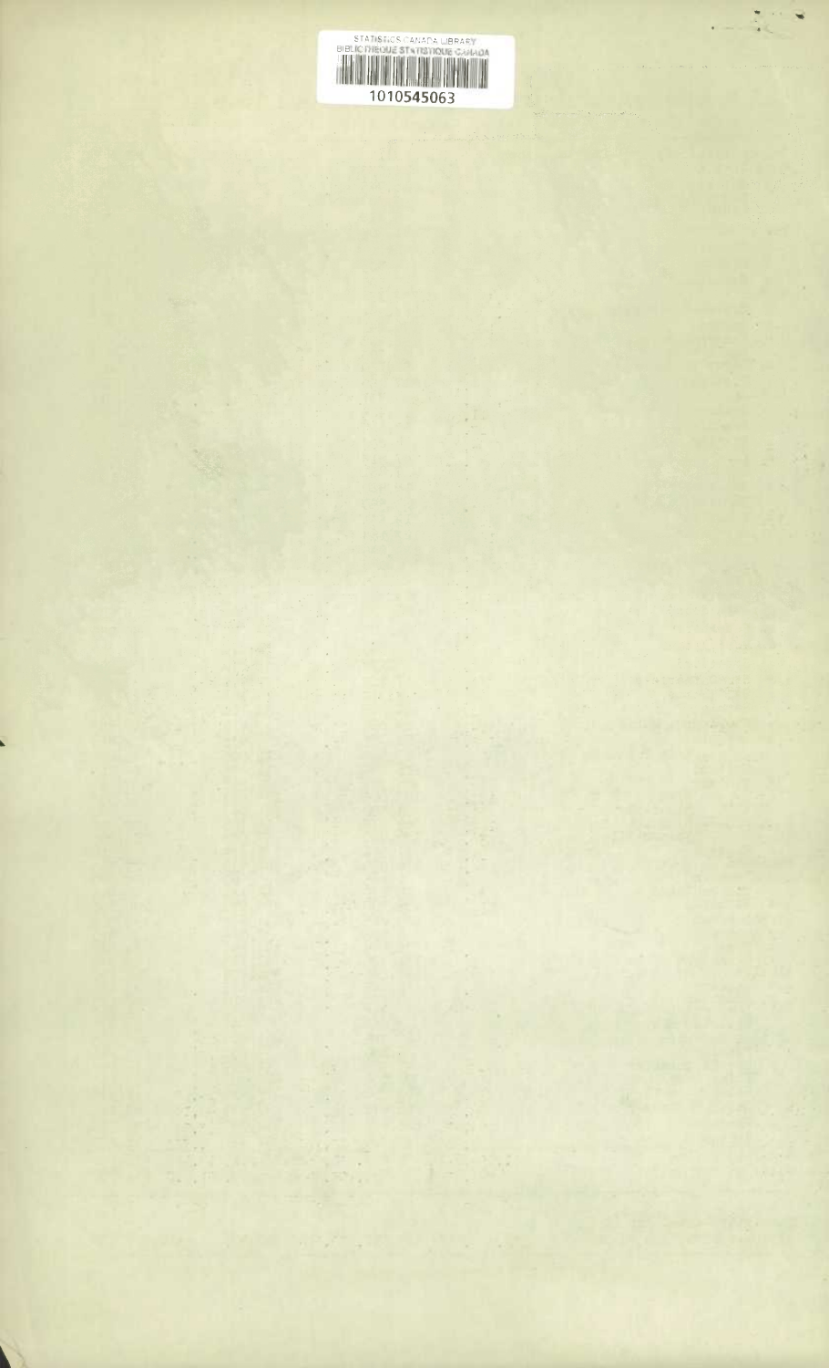STATISTICS CANADA LIBRARY
BIBLIOTHEQUE STATISTIQUE CANADA

1010545063